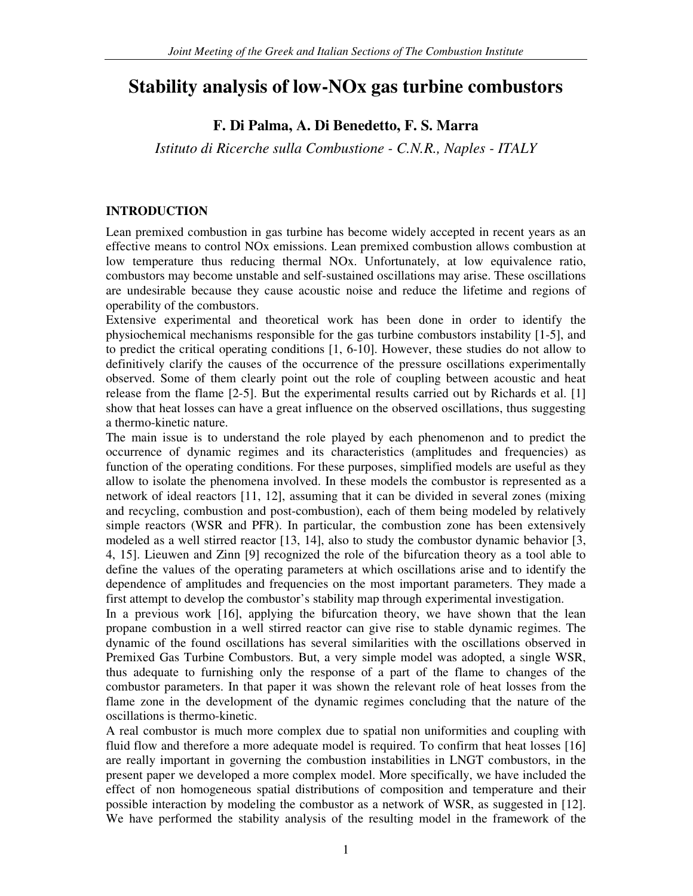# Stability analysis of low-NOx gas turbine combustors

**F. Di Palma, A. Di Benedetto, F. S. Marra**

*Istituto di Ricerche sulla Combustione - C.N.R., Naples - ITALY*

## INTRODUCTION

Lean premixed combustion in gas turbine has become widely accepted in recent years as an effective means to control NOx emissions. Lean premixed combustion allows combustion at low temperature thus reducing thermal NOx. Unfortunately, at low equivalence ratio, combustors may become unstable and self-sustained oscillations may arise. These oscillations are undesirable because they cause acoustic noise and reduce the lifetime and regions of operability of the combustors.

Extensive experimental and theoretical work has been done in order to identify the physiochemical mechanisms responsible for the gas turbine combustors instability [1-5], and to predict the critical operating conditions [1, 6-10]. However, these studies do not allow to definitively clarify the causes of the occurrence of the pressure oscillations experimentally observed. Some of them clearly point out the role of coupling between acoustic and heat release from the flame [2-5]. But the experimental results carried out by Richards et al. [1] show that heat losses can have a great influence on the observed oscillations, thus suggesting a thermo-kinetic nature.

The main issue is to understand the role played by each phenomenon and to predict the occurrence of dynamic regimes and its characteristics (amplitudes and frequencies) as function of the operating conditions. For these purposes, simplified models are useful as they allow to isolate the phenomena involved. In these models the combustor is represented as a network of ideal reactors [11, 12], assuming that it can be divided in several zones (mixing and recycling, combustion and post-combustion), each of them being modeled by relatively simple reactors (WSR and PFR). In particular, the combustion zone has been extensively modeled as a well stirred reactor [13, 14], also to study the combustor dynamic behavior [3, 4, 15]. Lieuwen and Zinn [9] recognized the role of the bifurcation theory as a tool able to define the values of the operating parameters at which oscillations arise and to identify the dependence of amplitudes and frequencies on the most important parameters. They made a first attempt to develop the combustor's stability map through experimental investigation.

In a previous work [16], applying the bifurcation theory, we have shown that the lean propane combustion in a well stirred reactor can give rise to stable dynamic regimes. The dynamic of the found oscillations has several similarities with the oscillations observed in Premixed Gas Turbine Combustors. But, a very simple model was adopted, a single WSR, thus adequate to furnishing only the response of a part of the flame to changes of the combustor parameters. In that paper it was shown the relevant role of heat losses from the flame zone in the development of the dynamic regimes concluding that the nature of the oscillations is thermo-kinetic.

A real combustor is much more complex due to spatial non uniformities and coupling with fluid flow and therefore a more adequate model is required. To confirm that heat losses [16] are really important in governing the combustion instabilities in LNGT combustors, in the present paper we developed a more complex model. More specifically, we have included the effect of non homogeneous spatial distributions of composition and temperature and their possible interaction by modeling the combustor as a network of WSR, as suggested in [12]. We have performed the stability analysis of the resulting model in the framework of the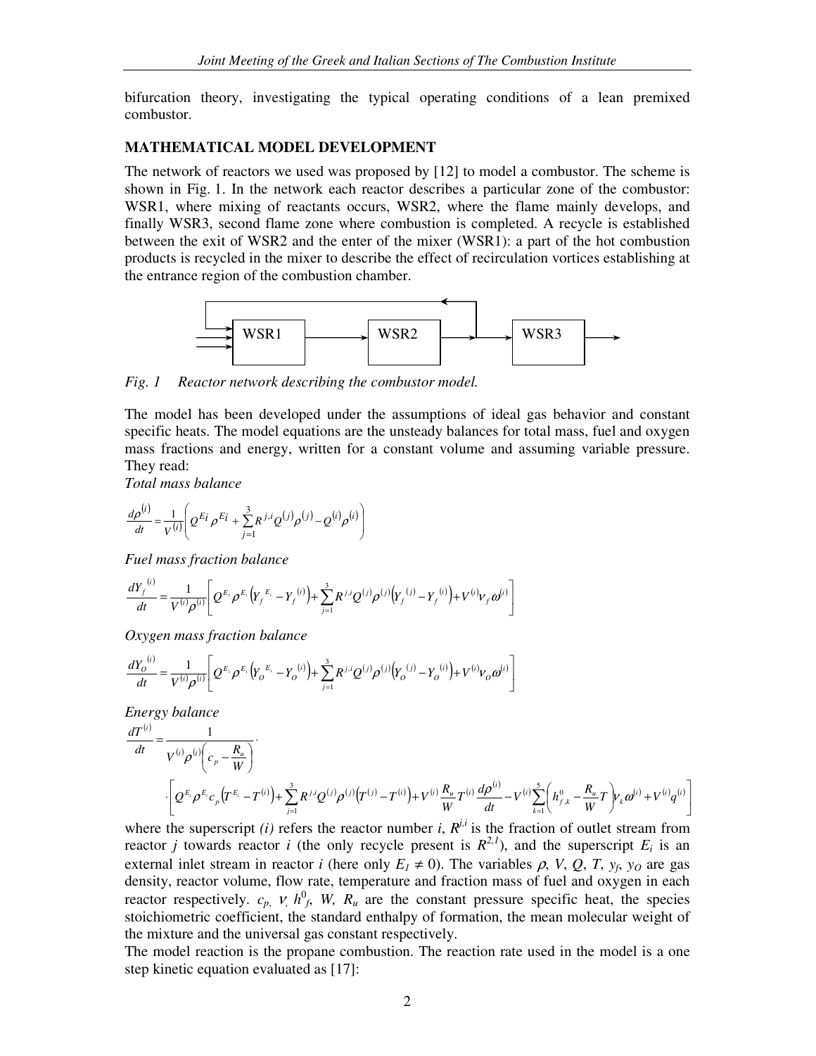bifurcation theory, investigating the typical operating conditions of a lean premixed combustor.

## MATHEMATICAL MODEL DEVELOPMENT

The network of reactors we used was proposed by [12] to model a combustor. The scheme is shown in Fig. 1. In the network each reactor describes a particular zone of the combustor: WSR1, where mixing of reactants occurs, WSR2, where the flame mainly develops, and finally WSR3, second flame zone where combustion is completed. A recycle is established between the exit of WSR2 and the enter of the mixer (WSR1): a part of the hot combustion products is recycled in the mixer to describe the effect of recirculation vortices establishing at the entrance region of the combustion chamber.

*Fig. 1 Reactor network describing the combustor model.*

The model has been developed under the assumptions of ideal gas behavior and constant specific heats. The model equations are the unsteady balances for total mass, fuel and oxygen mass fractions and energy, written for a constant volume and assuming variable pressure. They read:

*Total mass balance*

$$\frac{d\rho^{(i)}}{dt} = \frac{1}{V^{(i)}}\left(Q^{Ei}\rho^{Ei} + \sum_{j=1}^{3} R^{j,i}Q^{(j)}\rho^{(j)} - Q^{(i)}\rho^{(i)}\right)$$

*Fuel mass fraction balance*

$$\frac{dY_f^{(i)}}{dt} = \frac{1}{V^{(i)}\rho^{(i)}}\left[Q^{E_i}\rho^{E_i}\left(Y_f^{E_i} - Y_f^{(i)}\right) + \sum_{j=1}^{3} R^{j,i}Q^{(j)}\rho^{(j)}\left(Y_f^{(j)} - Y_f^{(i)}\right) + V^{(i)}\nu_f\omega^{(i)}\right]$$

*Oxygen mass fraction balance*

$$\frac{dY_O^{(i)}}{dt} = \frac{1}{V^{(i)}\rho^{(i)}}\left[Q^{E_i}\rho^{E_i}\left(Y_O^{E_i} - Y_O^{(i)}\right) + \sum_{j=1}^{3} R^{j,i}Q^{(j)}\rho^{(j)}\left(Y_O^{(j)} - Y_O^{(i)}\right) + V^{(i)}\nu_O\omega^{(i)}\right]$$

*Energy balance*

$$\frac{dT^{(i)}}{dt} = \frac{1}{V^{(i)}\rho^{(i)}\left(c_p - \frac{R_u}{W}\right)} \cdot \left[Q^{E_i}\rho^{E_i}c_p\left(T^{E_i} - T^{(i)}\right) + \sum_{j=1}^{3} R^{j,i}Q^{(j)}\rho^{(j)}\left(T^{(j)} - T^{(i)}\right) + V^{(i)}\frac{R_u}{W}T^{(i)}\frac{d\rho^{(i)}}{dt} - V^{(i)}\sum_{k=1}^{5}\left(h_{f,k}^{0} - \frac{R_u}{W}T\right)\nu_k\omega^{(i)} + V^{(i)}q^{(i)}\right]$$

where the superscript *(i)* refers the reactor number *i*, $R^{j,i}$ is the fraction of outlet stream from reactor *j* towards reactor *i* (the only recycle present is $R^{2,1}$), and the superscript $E_i$ is an external inlet stream in reactor *i* (here only $E_1 \neq 0$). The variables $\rho$, $V$, $Q$, $T$, $y_f$, $y_O$ are gas density, reactor volume, flow rate, temperature and fraction mass of fuel and oxygen in each reactor respectively. $c_p$, $\nu$, $h^0_f$, $W$, $R_u$ are the constant pressure specific heat, the species stoichiometric coefficient, the standard enthalpy of formation, the mean molecular weight of the mixture and the universal gas constant respectively.

The model reaction is the propane combustion. The reaction rate used in the model is a one step kinetic equation evaluated as [17]: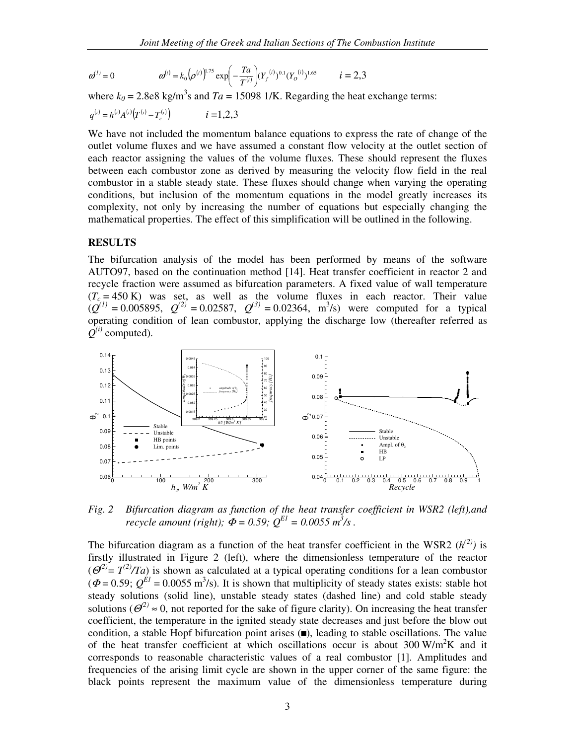$$\omega^{(1)} = 0 \qquad \omega^{(i)} = k_0 \left(\rho^{(i)}\right)^{1.75} \exp\left(-\frac{Ta}{T^{(i)}}\right)(Y_f^{(i)})^{0.1}(Y_O^{(i)})^{1.65} \qquad i = 2,3$$

where $k_0 = 2.8e8$ kg/m$^3$s and $Ta = 15098$ 1/K. Regarding the heat exchange terms:

$$q^{(i)} = h^{(i)} A^{(i)}\left(T^{(i)} - T_c^{(i)}\right) \qquad i = 1,2,3$$

We have not included the momentum balance equations to express the rate of change of the outlet volume fluxes and we have assumed a constant flow velocity at the outlet section of each reactor assigning the values of the volume fluxes. These should represent the fluxes between each combustor zone as derived by measuring the velocity flow field in the real combustor in a stable steady state. These fluxes should change when varying the operating conditions, but inclusion of the momentum equations in the model greatly increases its complexity, not only by increasing the number of equations but especially changing the mathematical properties. The effect of this simplification will be outlined in the following.

## RESULTS

The bifurcation analysis of the model has been performed by means of the software AUTO97, based on the continuation method [14]. Heat transfer coefficient in reactor 2 and recycle fraction were assumed as bifurcation parameters. A fixed value of wall temperature ($T_c = 450$ K) was set, as well as the volume fluxes in each reactor. Their value ($Q^{(1)} = 0.005895$, $Q^{(2)} = 0.02587$, $Q^{(3)} = 0.02364$, m$^3$/s) were computed for a typical operating condition of lean combustor, applying the discharge low (thereafter referred as $Q^{(i)}$ computed).

*Fig. 2 Bifurcation diagram as function of the heat transfer coefficient in WSR2 (left), and recycle amount (right); $\Phi = 0.59$; $Q^{E1} = 0.0055$ m$^3$/s .*

The bifurcation diagram as a function of the heat transfer coefficient in the WSR2 ($h^{(2)}$) is firstly illustrated in Figure 2 (left), where the dimensionless temperature of the reactor ($\Theta^{(2)} = T^{(2)}/Ta$) is shown as calculated at a typical operating conditions for a lean combustor ($\Phi = 0.59$; $Q^{E1} = 0.0055$ m$^3$/s). It is shown that multiplicity of steady states exists: stable hot steady solutions (solid line), unstable steady states (dashed line) and cold stable steady solutions ($\Theta^{(2)} \approx 0$, not reported for the sake of figure clarity). On increasing the heat transfer coefficient, the temperature in the ignited steady state decreases and just before the blow out condition, a stable Hopf bifurcation point arises (■), leading to stable oscillations. The value of the heat transfer coefficient at which oscillations occur is about 300 W/m$^2$K and it corresponds to reasonable characteristic values of a real combustor [1]. Amplitudes and frequencies of the arising limit cycle are shown in the upper corner of the same figure: the black points represent the maximum value of the dimensionless temperature during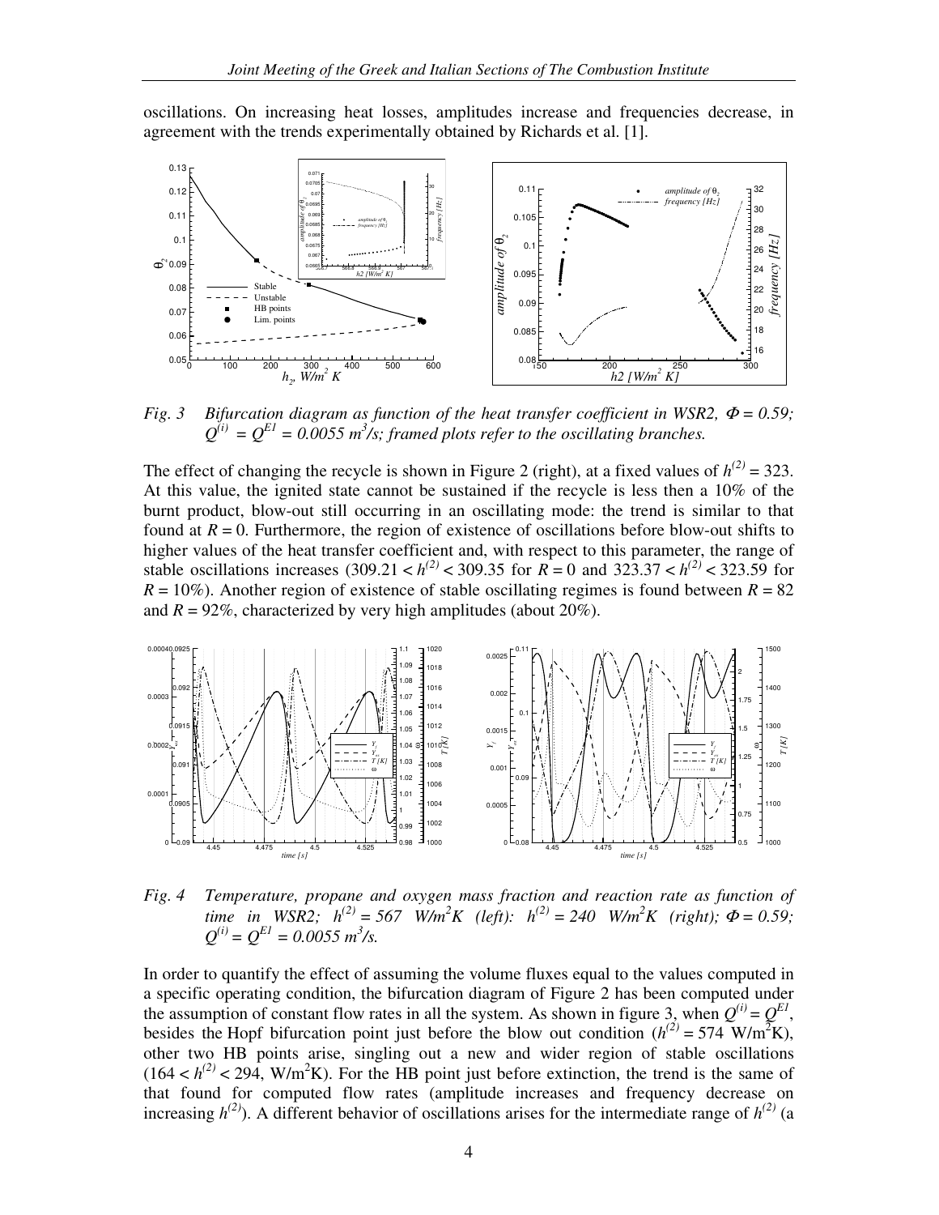oscillations. On increasing heat losses, amplitudes increase and frequencies decrease, in agreement with the trends experimentally obtained by Richards et al. [1].

*Fig. 3 Bifurcation diagram as function of the heat transfer coefficient in WSR2, $\Phi = 0.59$; $Q^{(i)} = Q^{E1} = 0.0055\ m^3/s$; framed plots refer to the oscillating branches.*

The effect of changing the recycle is shown in Figure 2 (right), at a fixed values of $h^{(2)} = 323$. At this value, the ignited state cannot be sustained if the recycle is less then a 10% of the burnt product, blow-out still occurring in an oscillating mode: the trend is similar to that found at $R = 0$. Furthermore, the region of existence of oscillations before blow-out shifts to higher values of the heat transfer coefficient and, with respect to this parameter, the range of stable oscillations increases ($309.21 < h^{(2)} < 309.35$ for $R = 0$ and $323.37 < h^{(2)} < 323.59$ for $R = 10\%$). Another region of existence of stable oscillating regimes is found between $R = 82$ and $R = 92\%$, characterized by very high amplitudes (about 20%).

*Fig. 4 Temperature, propane and oxygen mass fraction and reaction rate as function of time in WSR2; $h^{(2)} = 567\ W/m^2K$ (left): $h^{(2)} = 240\ W/m^2K$ (right); $\Phi = 0.59$; $Q^{(i)} = Q^{E1} = 0.0055\ m^3/s$.*

In order to quantify the effect of assuming the volume fluxes equal to the values computed in a specific operating condition, the bifurcation diagram of Figure 2 has been computed under the assumption of constant flow rates in all the system. As shown in figure 3, when $Q^{(i)} = Q^{E1}$, besides the Hopf bifurcation point just before the blow out condition ($h^{(2)} = 574\ W/m^2K$), other two HB points arise, singling out a new and wider region of stable oscillations ($164 < h^{(2)} < 294$, $W/m^2K$). For the HB point just before extinction, the trend is the same of that found for computed flow rates (amplitude increases and frequency decrease on increasing $h^{(2)}$). A different behavior of oscillations arises for the intermediate range of $h^{(2)}$ (a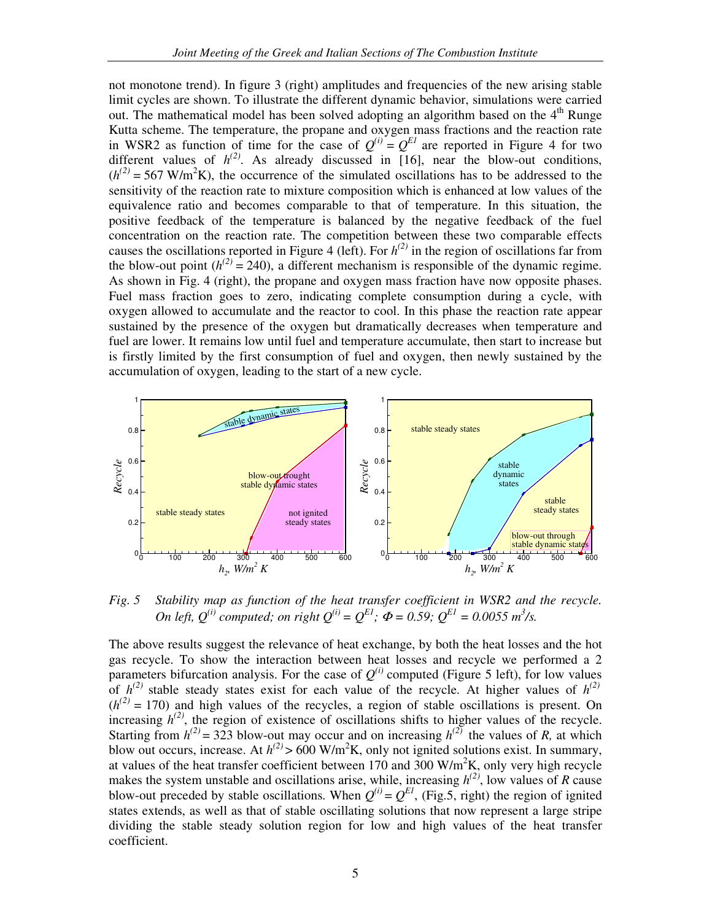not monotone trend). In figure 3 (right) amplitudes and frequencies of the new arising stable limit cycles are shown. To illustrate the different dynamic behavior, simulations were carried out. The mathematical model has been solved adopting an algorithm based on the 4th Runge Kutta scheme. The temperature, the propane and oxygen mass fractions and the reaction rate in WSR2 as function of time for the case of $Q^{(i)} = Q^{E1}$ are reported in Figure 4 for two different values of $h^{(2)}$. As already discussed in [16], near the blow-out conditions, ($h^{(2)} = 567$ W/m$^2$K), the occurrence of the simulated oscillations has to be addressed to the sensitivity of the reaction rate to mixture composition which is enhanced at low values of the equivalence ratio and becomes comparable to that of temperature. In this situation, the positive feedback of the temperature is balanced by the negative feedback of the fuel concentration on the reaction rate. The competition between these two comparable effects causes the oscillations reported in Figure 4 (left). For $h^{(2)}$ in the region of oscillations far from the blow-out point ($h^{(2)} = 240$), a different mechanism is responsible of the dynamic regime. As shown in Fig. 4 (right), the propane and oxygen mass fraction have now opposite phases. Fuel mass fraction goes to zero, indicating complete consumption during a cycle, with oxygen allowed to accumulate and the reactor to cool. In this phase the reaction rate appear sustained by the presence of the oxygen but dramatically decreases when temperature and fuel are lower. It remains low until fuel and temperature accumulate, then start to increase but is firstly limited by the first consumption of fuel and oxygen, then newly sustained by the accumulation of oxygen, leading to the start of a new cycle.

*Fig. 5 Stability map as function of the heat transfer coefficient in WSR2 and the recycle. On left, $Q^{(i)}$ computed; on right $Q^{(i)} = Q^{E1}$; $\Phi = 0.59$; $Q^{E1} = 0.0055$ m$^3$/s.*

The above results suggest the relevance of heat exchange, by both the heat losses and the hot gas recycle. To show the interaction between heat losses and recycle we performed a 2 parameters bifurcation analysis. For the case of $Q^{(i)}$ computed (Figure 5 left), for low values of $h^{(2)}$ stable steady states exist for each value of the recycle. At higher values of $h^{(2)}$ ($h^{(2)} = 170$) and high values of the recycles, a region of stable oscillations is present. On increasing $h^{(2)}$, the region of existence of oscillations shifts to higher values of the recycle. Starting from $h^{(2)} = 323$ blow-out may occur and on increasing $h^{(2)}$ the values of $R$, at which blow out occurs, increase. At $h^{(2)} > 600$ W/m$^2$K, only not ignited solutions exist. In summary, at values of the heat transfer coefficient between 170 and 300 W/m$^2$K, only very high recycle makes the system unstable and oscillations arise, while, increasing $h^{(2)}$, low values of $R$ cause blow-out preceded by stable oscillations. When $Q^{(i)} = Q^{E1}$, (Fig.5, right) the region of ignited states extends, as well as that of stable oscillating solutions that now represent a large stripe dividing the stable steady solution region for low and high values of the heat transfer coefficient.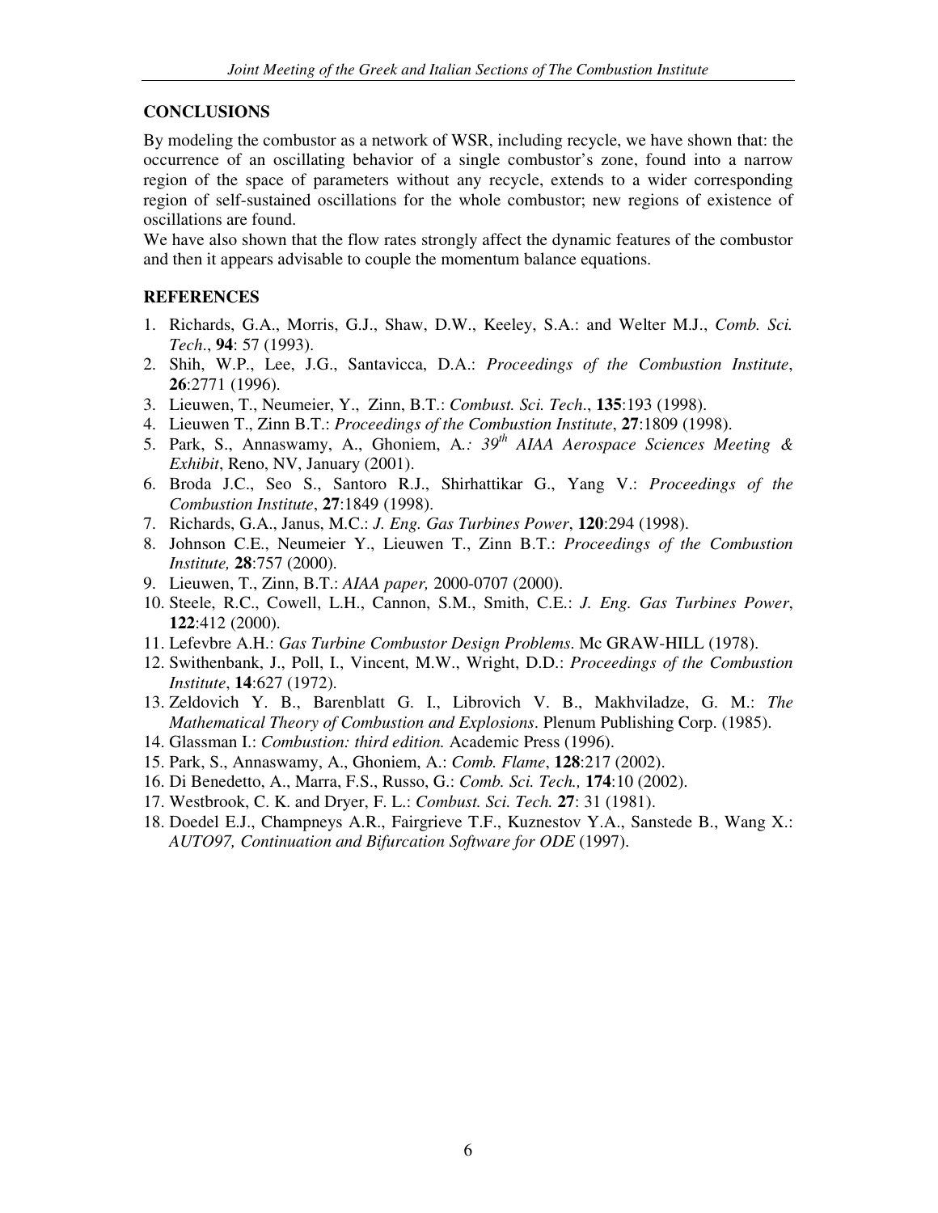## CONCLUSIONS

By modeling the combustor as a network of WSR, including recycle, we have shown that: the occurrence of an oscillating behavior of a single combustor's zone, found into a narrow region of the space of parameters without any recycle, extends to a wider corresponding region of self-sustained oscillations for the whole combustor; new regions of existence of oscillations are found.

We have also shown that the flow rates strongly affect the dynamic features of the combustor and then it appears advisable to couple the momentum balance equations.

## REFERENCES

1. Richards, G.A., Morris, G.J., Shaw, D.W., Keeley, S.A.: and Welter M.J., *Comb. Sci. Tech*., **94**: 57 (1993).
2. Shih, W.P., Lee, J.G., Santavicca, D.A.: *Proceedings of the Combustion Institute*, **26**:2771 (1996).
3. Lieuwen, T., Neumeier, Y., Zinn, B.T.: *Combust. Sci. Tech*., **135**:193 (1998).
4. Lieuwen T., Zinn B.T.: *Proceedings of the Combustion Institute*, **27**:1809 (1998).
5. Park, S., Annaswamy, A., Ghoniem, A*.: 39th AIAA Aerospace Sciences Meeting & Exhibit*, Reno, NV, January (2001).
6. Broda J.C., Seo S., Santoro R.J., Shirhattikar G., Yang V.: *Proceedings of the Combustion Institute*, **27**:1849 (1998).
7. Richards, G.A., Janus, M.C.: *J. Eng. Gas Turbines Power*, **120**:294 (1998).
8. Johnson C.E., Neumeier Y., Lieuwen T., Zinn B.T.: *Proceedings of the Combustion Institute,* **28**:757 (2000).
9. Lieuwen, T., Zinn, B.T.: *AIAA paper,* 2000-0707 (2000).
10. Steele, R.C., Cowell, L.H., Cannon, S.M., Smith, C.E.: *J. Eng. Gas Turbines Power*, **122**:412 (2000).
11. Lefevbre A.H.: *Gas Turbine Combustor Design Problems*. Mc GRAW-HILL (1978).
12. Swithenbank, J., Poll, I., Vincent, M.W., Wright, D.D.: *Proceedings of the Combustion Institute*, **14**:627 (1972).
13. Zeldovich Y. B., Barenblatt G. I., Librovich V. B., Makhviladze, G. M.: *The Mathematical Theory of Combustion and Explosions*. Plenum Publishing Corp. (1985).
14. Glassman I.: *Combustion: third edition.* Academic Press (1996).
15. Park, S., Annaswamy, A., Ghoniem, A.: *Comb. Flame*, **128**:217 (2002).
16. Di Benedetto, A., Marra, F.S., Russo, G.: *Comb. Sci. Tech.,* **174**:10 (2002).
17. Westbrook, C. K. and Dryer, F. L.: *Combust. Sci. Tech.* **27**: 31 (1981).
18. Doedel E.J., Champneys A.R., Fairgrieve T.F., Kuznestov Y.A., Sanstede B., Wang X.: *AUTO97, Continuation and Bifurcation Software for ODE* (1997).